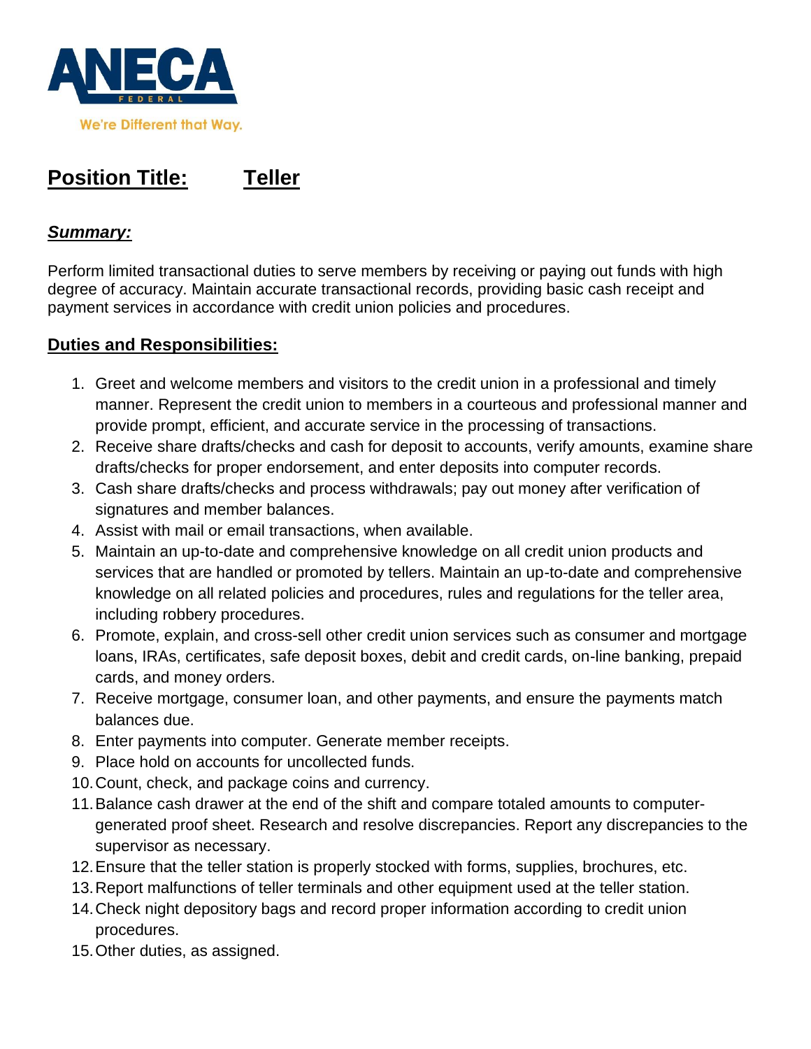ANECA FEDERAL

We're Different that Way.

# Position Title: Teller

## *Summary:*

Perform limited transactional duties to serve members by receiving or paying out funds with high degree of accuracy. Maintain accurate transactional records, providing basic cash receipt and payment services in accordance with credit union policies and procedures.

## Duties and Responsibilities:

1. Greet and welcome members and visitors to the credit union in a professional and timely manner. Represent the credit union to members in a courteous and professional manner and provide prompt, efficient, and accurate service in the processing of transactions.
2. Receive share drafts/checks and cash for deposit to accounts, verify amounts, examine share drafts/checks for proper endorsement, and enter deposits into computer records.
3. Cash share drafts/checks and process withdrawals; pay out money after verification of signatures and member balances.
4. Assist with mail or email transactions, when available.
5. Maintain an up-to-date and comprehensive knowledge on all credit union products and services that are handled or promoted by tellers. Maintain an up-to-date and comprehensive knowledge on all related policies and procedures, rules and regulations for the teller area, including robbery procedures.
6. Promote, explain, and cross-sell other credit union services such as consumer and mortgage loans, IRAs, certificates, safe deposit boxes, debit and credit cards, on-line banking, prepaid cards, and money orders.
7. Receive mortgage, consumer loan, and other payments, and ensure the payments match balances due.
8. Enter payments into computer. Generate member receipts.
9. Place hold on accounts for uncollected funds.
10. Count, check, and package coins and currency.
11. Balance cash drawer at the end of the shift and compare totaled amounts to computer-generated proof sheet. Research and resolve discrepancies. Report any discrepancies to the supervisor as necessary.
12. Ensure that the teller station is properly stocked with forms, supplies, brochures, etc.
13. Report malfunctions of teller terminals and other equipment used at the teller station.
14. Check night depository bags and record proper information according to credit union procedures.
15. Other duties, as assigned.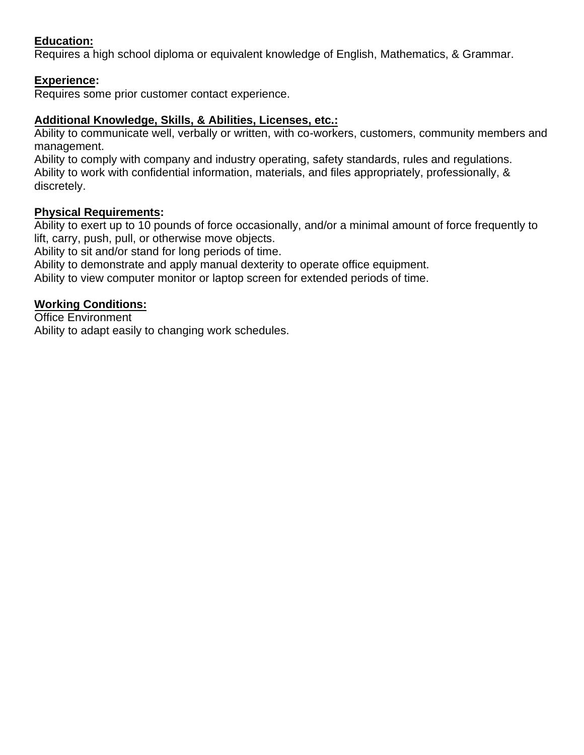**Education:**
Requires a high school diploma or equivalent knowledge of English, Mathematics, & Grammar.

**Experience:**
Requires some prior customer contact experience.

**Additional Knowledge, Skills, & Abilities, Licenses, etc.:**
Ability to communicate well, verbally or written, with co-workers, customers, community members and management.
Ability to comply with company and industry operating, safety standards, rules and regulations.
Ability to work with confidential information, materials, and files appropriately, professionally, & discretely.

**Physical Requirements:**
Ability to exert up to 10 pounds of force occasionally, and/or a minimal amount of force frequently to lift, carry, push, pull, or otherwise move objects.
Ability to sit and/or stand for long periods of time.
Ability to demonstrate and apply manual dexterity to operate office equipment.
Ability to view computer monitor or laptop screen for extended periods of time.

**Working Conditions:**
Office Environment
Ability to adapt easily to changing work schedules.